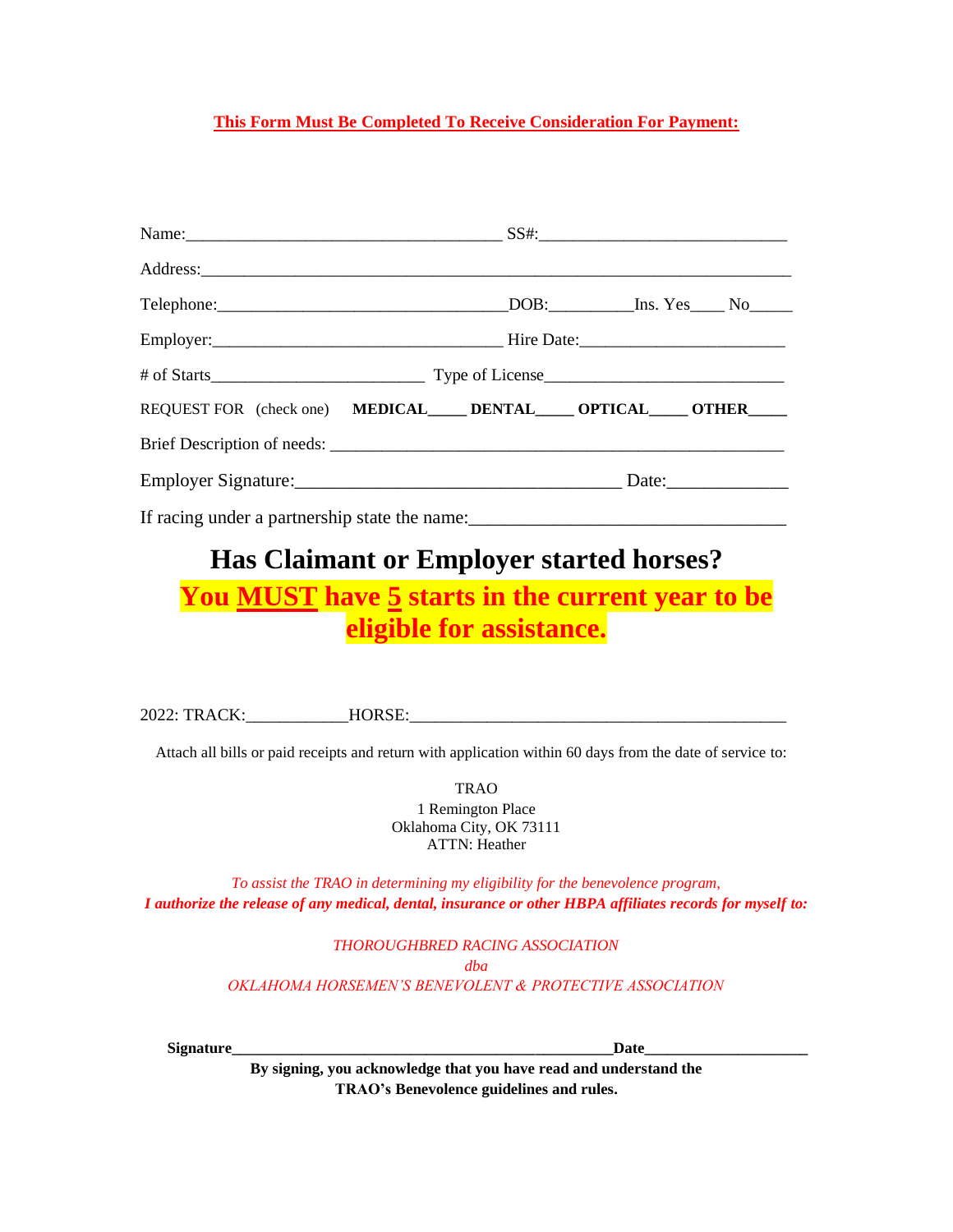**<u>This Form Must Be Completed To Receive Consideration For Payment:</u>**

Name:_____________________________________ SS#:_____________________________

Address:______________________________________________________________________

Telephone:__________________________________DOB:_________Ins. Yes____ No_____

Employer:__________________________________ Hire Date:________________________

# of Starts________________________ Type of License___________________________

REQUEST FOR (check one) **MEDICAL_____ DENTAL_____ OPTICAL_____ OTHER_____**

Brief Description of needs: ______________________________________________________

Employer Signature:____________________________________ Date:_____________

If racing under a partnership state the name:__________________________________

## Has Claimant or Employer started horses?

## You <u>MUST</u> have <u>5</u> starts in the current year to be eligible for assistance.

2022: TRACK:___________HORSE:___________________________________________

Attach all bills or paid receipts and return with application within 60 days from the date of service to:

TRAO
1 Remington Place
Oklahoma City, OK 73111
ATTN: Heather

*To assist the TRAO in determining my eligibility for the benevolence program,*
***I authorize the release of any medical, dental, insurance or other HBPA affiliates records for myself to:***

*THOROUGHBRED RACING ASSOCIATION*
*dba*
*OKLAHOMA HORSEMEN'S BENEVOLENT & PROTECTIVE ASSOCIATION*

**Signature_______________________________________________Date____________________**

**By signing, you acknowledge that you have read and understand the TRAO's Benevolence guidelines and rules.**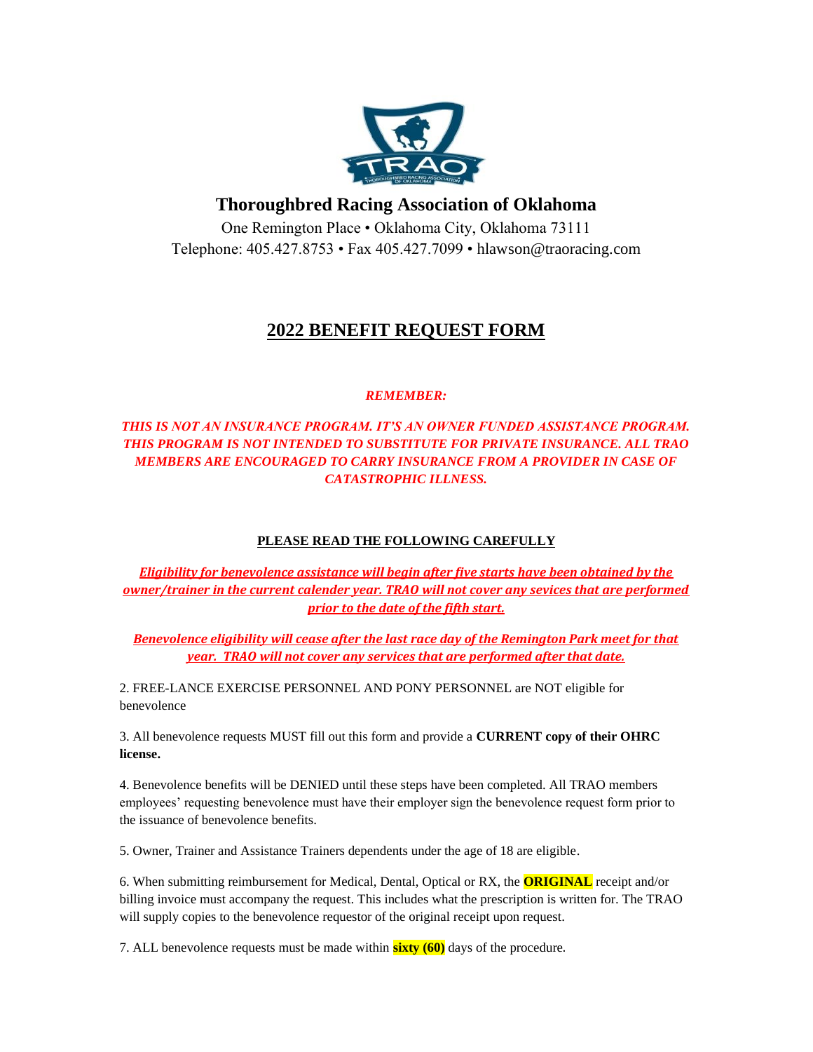# Thoroughbred Racing Association of Oklahoma

One Remington Place • Oklahoma City, Oklahoma 73111

Telephone: 405.427.8753 • Fax 405.427.7099 • hlawson@traoracing.com

## 2022 BENEFIT REQUEST FORM

***REMEMBER:***

***THIS IS NOT AN INSURANCE PROGRAM. IT'S AN OWNER FUNDED ASSISTANCE PROGRAM. THIS PROGRAM IS NOT INTENDED TO SUBSTITUTE FOR PRIVATE INSURANCE. ALL TRAO MEMBERS ARE ENCOURAGED TO CARRY INSURANCE FROM A PROVIDER IN CASE OF CATASTROPHIC ILLNESS.***

**PLEASE READ THE FOLLOWING CAREFULLY**

***Eligibility for benevolence assistance will begin after five starts have been obtained by the owner/trainer in the current calender year. TRAO will not cover any sevices that are performed prior to the date of the fifth start.***

***Benevolence eligibility will cease after the last race day of the Remington Park meet for that year. TRAO will not cover any services that are performed after that date.***

2. FREE-LANCE EXERCISE PERSONNEL AND PONY PERSONNEL are NOT eligible for benevolence

3. All benevolence requests MUST fill out this form and provide a **CURRENT copy of their OHRC license.**

4. Benevolence benefits will be DENIED until these steps have been completed. All TRAO members employees' requesting benevolence must have their employer sign the benevolence request form prior to the issuance of benevolence benefits.

5. Owner, Trainer and Assistance Trainers dependents under the age of 18 are eligible.

6. When submitting reimbursement for Medical, Dental, Optical or RX, the **ORIGINAL** receipt and/or billing invoice must accompany the request. This includes what the prescription is written for. The TRAO will supply copies to the benevolence requestor of the original receipt upon request.

7. ALL benevolence requests must be made within **sixty (60)** days of the procedure.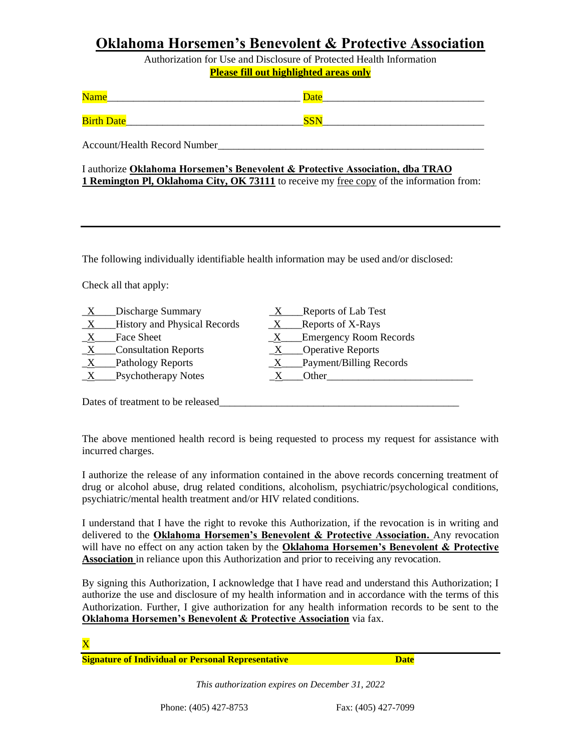# Oklahoma Horsemen's Benevolent & Protective Association

Authorization for Use and Disclosure of Protected Health Information

**Please fill out highlighted areas only**

Name_________________________________ Date____________________________

Birth Date______________________________ SSN____________________________

Account/Health Record Number__________________________________________________

I authorize **Oklahoma Horsemen's Benevolent & Protective Association, dba TRAO 1 Remington Pl, Oklahoma City, OK 73111** to receive my free copy of the information from:

---

The following individually identifiable health information may be used and/or disclosed:

Check all that apply:

| | |
|---|---|
| _X____Discharge Summary | _X____Reports of Lab Test |
| _X____History and Physical Records | _X____Reports of X-Rays |
| _X____Face Sheet | _X____Emergency Room Records |
| _X____Consultation Reports | _X____Operative Reports |
| _X____Pathology Reports | _X____Payment/Billing Records |
| _X____Psychotherapy Notes | _X____Other___________________________ |

Dates of treatment to be released______________________________________________

The above mentioned health record is being requested to process my request for assistance with incurred charges.

I authorize the release of any information contained in the above records concerning treatment of drug or alcohol abuse, drug related conditions, alcoholism, psychiatric/psychological conditions, psychiatric/mental health treatment and/or HIV related conditions.

I understand that I have the right to revoke this Authorization, if the revocation is in writing and delivered to the **Oklahoma Horsemen's Benevolent & Protective Association.** Any revocation will have no effect on any action taken by the **Oklahoma Horsemen's Benevolent & Protective Association** in reliance upon this Authorization and prior to receiving any revocation.

By signing this Authorization, I acknowledge that I have read and understand this Authorization; I authorize the use and disclosure of my health information and in accordance with the terms of this Authorization. Further, I give authorization for any health information records to be sent to the **Oklahoma Horsemen's Benevolent & Protective Association** via fax.

X

---

**Signature of Individual or Personal Representative** **Date**

*This authorization expires on December 31, 2022*

Phone: (405) 427-8753 Fax: (405) 427-7099